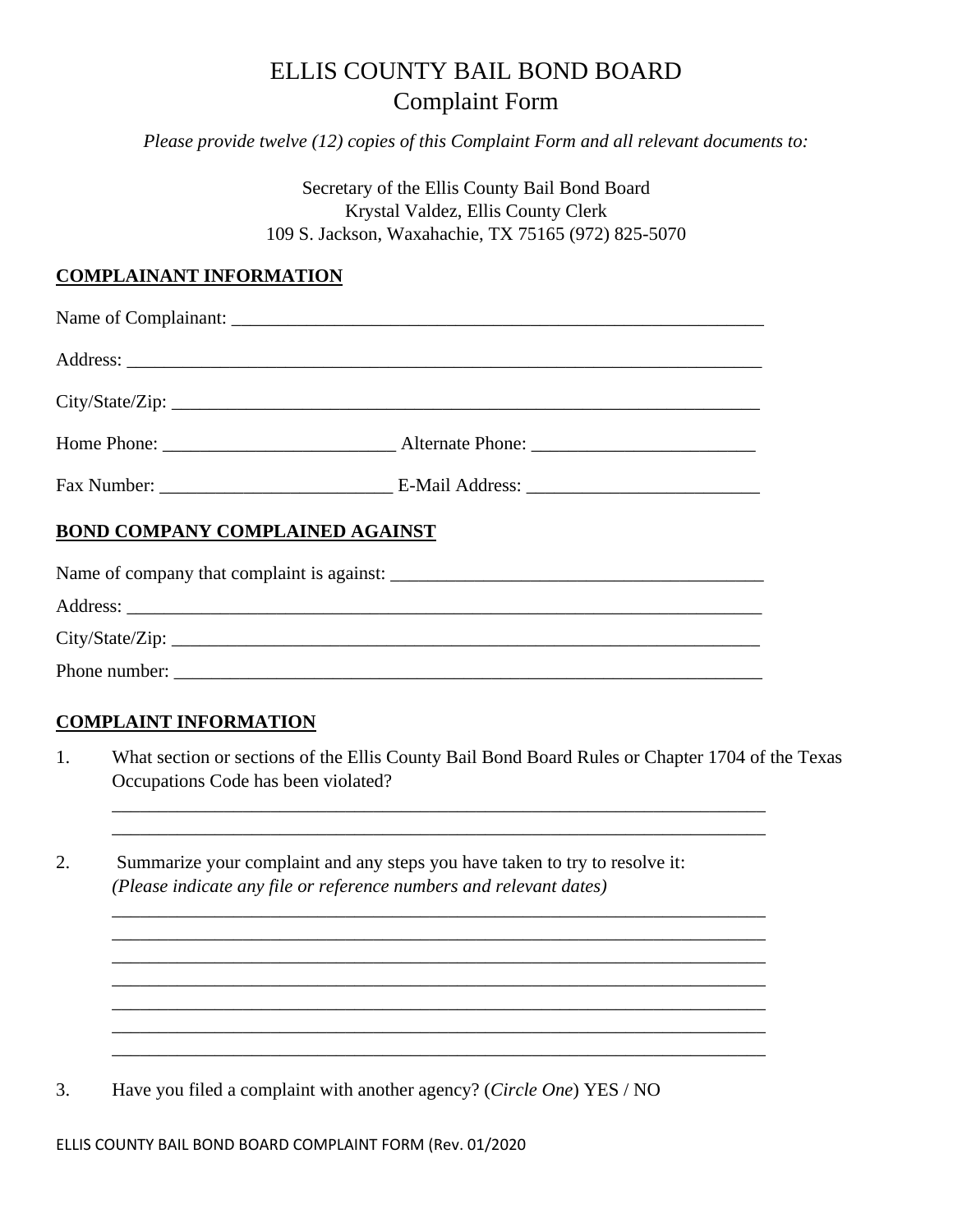# ELLIS COUNTY BAIL BOND BOARD
## Complaint Form

*Please provide twelve (12) copies of this Complaint Form and all relevant documents to:*

Secretary of the Ellis County Bail Bond Board
Krystal Valdez, Ellis County Clerk
109 S. Jackson, Waxahachie, TX 75165 (972) 825-5070

**COMPLAINANT INFORMATION**

Name of Complainant: ___________________________________________________________

Address: ______________________________________________________________________

City/State/Zip: _________________________________________________________________

Home Phone: _________________________ Alternate Phone: ________________________

Fax Number: _________________________ E-Mail Address: _________________________

**BOND COMPANY COMPLAINED AGAINST**

Name of company that complaint is against: _______________________________________

Address: ______________________________________________________________________

City/State/Zip: _________________________________________________________________

Phone number: _________________________________________________________________

**COMPLAINT INFORMATION**

1. What section or sections of the Ellis County Bail Bond Board Rules or Chapter 1704 of the Texas Occupations Code has been violated?

   _______________________________________________________________________
   _______________________________________________________________________

2. Summarize your complaint and any steps you have taken to try to resolve it:
   *(Please indicate any file or reference numbers and relevant dates)*

   _______________________________________________________________________
   _______________________________________________________________________
   _______________________________________________________________________
   _______________________________________________________________________
   _______________________________________________________________________
   _______________________________________________________________________
   _______________________________________________________________________

3. Have you filed a complaint with another agency? (*Circle One*) YES / NO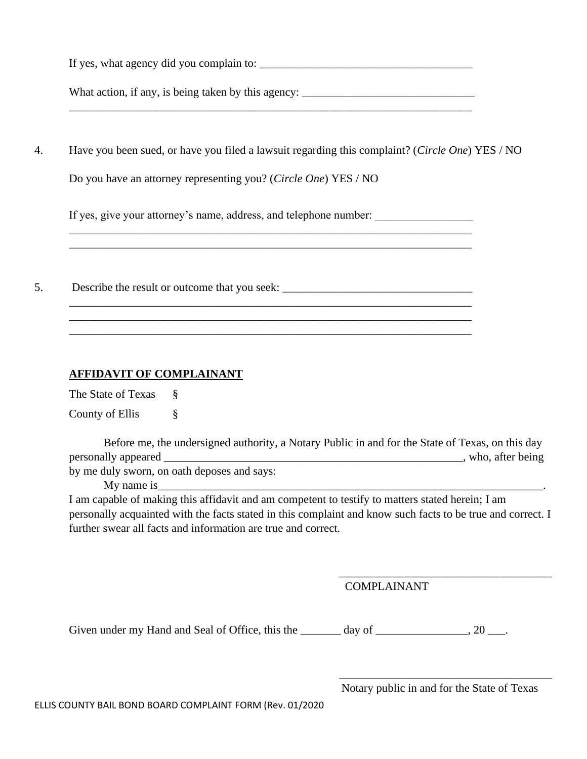If yes, what agency did you complain to: ____________________________________

What action, if any, is being taken by this agency: ____________________________
________________________________________________________________________

4. Have you been sued, or have you filed a lawsuit regarding this complaint? (*Circle One*) YES / NO

   Do you have an attorney representing you? (*Circle One*) YES / NO

   If yes, give your attorney's name, address, and telephone number: ________________
   ________________________________________________________________________
   ________________________________________________________________________

5. Describe the result or outcome that you seek: _________________________________
   ________________________________________________________________________
   ________________________________________________________________________
   ________________________________________________________________________

**AFFIDAVIT OF COMPLAINANT**

The State of Texas §

County of Ellis §

Before me, the undersigned authority, a Notary Public in and for the State of Texas, on this day personally appeared ______________________________________________________, who, after being by me duly sworn, on oath deposes and says:

My name is_____________________________________________________________________.
I am capable of making this affidavit and am competent to testify to matters stated herein; I am personally acquainted with the facts stated in this complaint and know such facts to be true and correct. I further swear all facts and information are true and correct.

_____________________________________
COMPLAINANT

Given under my Hand and Seal of Office, this the _______ day of ________________, 20 ___.

_____________________________________
Notary public in and for the State of Texas

ELLIS COUNTY BAIL BOND BOARD COMPLAINT FORM (Rev. 01/2020)